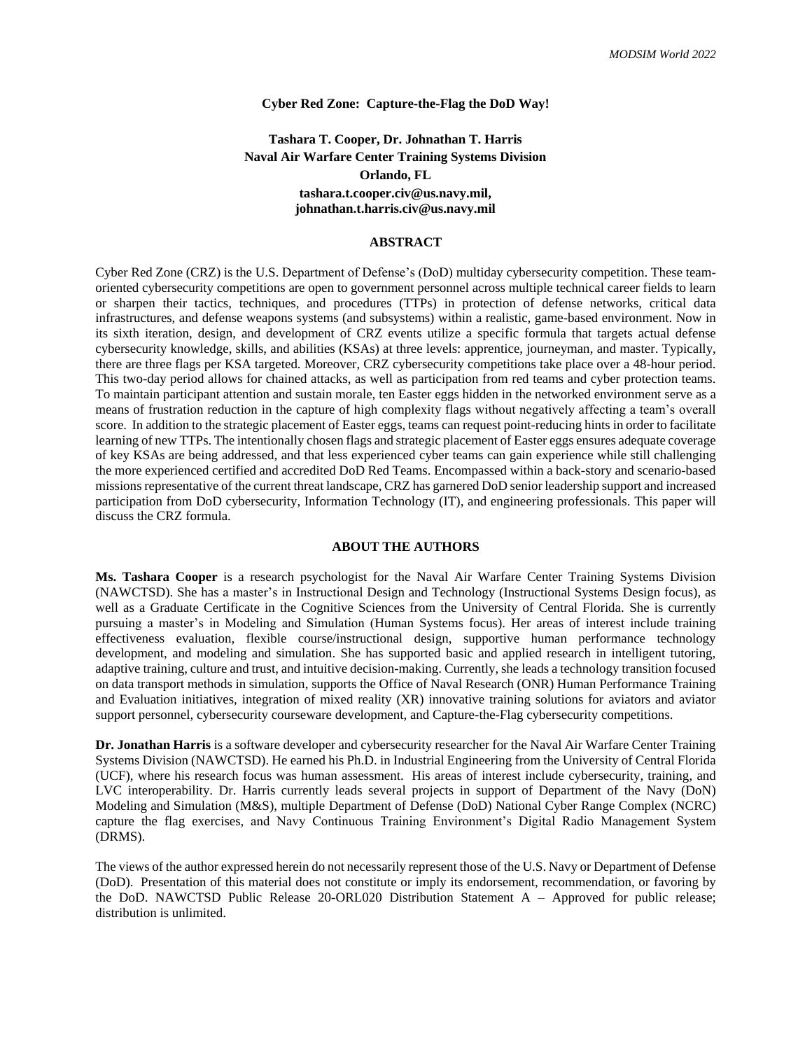# Cyber Red Zone: Capture-the-Flag the DoD Way!

**Tashara T. Cooper, Dr. Johnathan T. Harris**
**Naval Air Warfare Center Training Systems Division**
**Orlando, FL**
**tashara.t.cooper.civ@us.navy.mil,**
**johnathan.t.harris.civ@us.navy.mil**

## ABSTRACT

Cyber Red Zone (CRZ) is the U.S. Department of Defense's (DoD) multiday cybersecurity competition. These team-oriented cybersecurity competitions are open to government personnel across multiple technical career fields to learn or sharpen their tactics, techniques, and procedures (TTPs) in protection of defense networks, critical data infrastructures, and defense weapons systems (and subsystems) within a realistic, game-based environment. Now in its sixth iteration, design, and development of CRZ events utilize a specific formula that targets actual defense cybersecurity knowledge, skills, and abilities (KSAs) at three levels: apprentice, journeyman, and master. Typically, there are three flags per KSA targeted. Moreover, CRZ cybersecurity competitions take place over a 48-hour period. This two-day period allows for chained attacks, as well as participation from red teams and cyber protection teams. To maintain participant attention and sustain morale, ten Easter eggs hidden in the networked environment serve as a means of frustration reduction in the capture of high complexity flags without negatively affecting a team's overall score. In addition to the strategic placement of Easter eggs, teams can request point-reducing hints in order to facilitate learning of new TTPs. The intentionally chosen flags and strategic placement of Easter eggs ensures adequate coverage of key KSAs are being addressed, and that less experienced cyber teams can gain experience while still challenging the more experienced certified and accredited DoD Red Teams. Encompassed within a back-story and scenario-based missions representative of the current threat landscape, CRZ has garnered DoD senior leadership support and increased participation from DoD cybersecurity, Information Technology (IT), and engineering professionals. This paper will discuss the CRZ formula.

## ABOUT THE AUTHORS

**Ms. Tashara Cooper** is a research psychologist for the Naval Air Warfare Center Training Systems Division (NAWCTSD). She has a master's in Instructional Design and Technology (Instructional Systems Design focus), as well as a Graduate Certificate in the Cognitive Sciences from the University of Central Florida. She is currently pursuing a master's in Modeling and Simulation (Human Systems focus). Her areas of interest include training effectiveness evaluation, flexible course/instructional design, supportive human performance technology development, and modeling and simulation. She has supported basic and applied research in intelligent tutoring, adaptive training, culture and trust, and intuitive decision-making. Currently, she leads a technology transition focused on data transport methods in simulation, supports the Office of Naval Research (ONR) Human Performance Training and Evaluation initiatives, integration of mixed reality (XR) innovative training solutions for aviators and aviator support personnel, cybersecurity courseware development, and Capture-the-Flag cybersecurity competitions.

**Dr. Jonathan Harris** is a software developer and cybersecurity researcher for the Naval Air Warfare Center Training Systems Division (NAWCTSD). He earned his Ph.D. in Industrial Engineering from the University of Central Florida (UCF), where his research focus was human assessment. His areas of interest include cybersecurity, training, and LVC interoperability. Dr. Harris currently leads several projects in support of Department of the Navy (DoN) Modeling and Simulation (M&S), multiple Department of Defense (DoD) National Cyber Range Complex (NCRC) capture the flag exercises, and Navy Continuous Training Environment's Digital Radio Management System (DRMS).

The views of the author expressed herein do not necessarily represent those of the U.S. Navy or Department of Defense (DoD). Presentation of this material does not constitute or imply its endorsement, recommendation, or favoring by the DoD. NAWCTSD Public Release 20-ORL020 Distribution Statement A – Approved for public release; distribution is unlimited.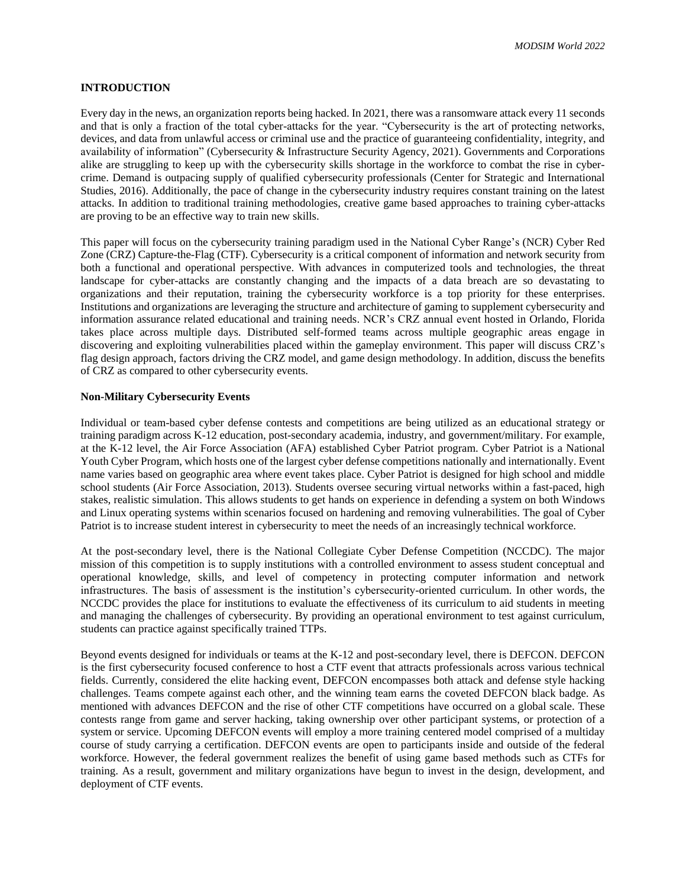## INTRODUCTION

Every day in the news, an organization reports being hacked. In 2021, there was a ransomware attack every 11 seconds and that is only a fraction of the total cyber-attacks for the year. "Cybersecurity is the art of protecting networks, devices, and data from unlawful access or criminal use and the practice of guaranteeing confidentiality, integrity, and availability of information" (Cybersecurity & Infrastructure Security Agency, 2021). Governments and Corporations alike are struggling to keep up with the cybersecurity skills shortage in the workforce to combat the rise in cyber-crime. Demand is outpacing supply of qualified cybersecurity professionals (Center for Strategic and International Studies, 2016). Additionally, the pace of change in the cybersecurity industry requires constant training on the latest attacks. In addition to traditional training methodologies, creative game based approaches to training cyber-attacks are proving to be an effective way to train new skills.

This paper will focus on the cybersecurity training paradigm used in the National Cyber Range's (NCR) Cyber Red Zone (CRZ) Capture-the-Flag (CTF). Cybersecurity is a critical component of information and network security from both a functional and operational perspective. With advances in computerized tools and technologies, the threat landscape for cyber-attacks are constantly changing and the impacts of a data breach are so devastating to organizations and their reputation, training the cybersecurity workforce is a top priority for these enterprises. Institutions and organizations are leveraging the structure and architecture of gaming to supplement cybersecurity and information assurance related educational and training needs. NCR's CRZ annual event hosted in Orlando, Florida takes place across multiple days. Distributed self-formed teams across multiple geographic areas engage in discovering and exploiting vulnerabilities placed within the gameplay environment. This paper will discuss CRZ's flag design approach, factors driving the CRZ model, and game design methodology. In addition, discuss the benefits of CRZ as compared to other cybersecurity events.

### Non-Military Cybersecurity Events

Individual or team-based cyber defense contests and competitions are being utilized as an educational strategy or training paradigm across K-12 education, post-secondary academia, industry, and government/military. For example, at the K-12 level, the Air Force Association (AFA) established Cyber Patriot program. Cyber Patriot is a National Youth Cyber Program, which hosts one of the largest cyber defense competitions nationally and internationally. Event name varies based on geographic area where event takes place. Cyber Patriot is designed for high school and middle school students (Air Force Association, 2013). Students oversee securing virtual networks within a fast-paced, high stakes, realistic simulation. This allows students to get hands on experience in defending a system on both Windows and Linux operating systems within scenarios focused on hardening and removing vulnerabilities. The goal of Cyber Patriot is to increase student interest in cybersecurity to meet the needs of an increasingly technical workforce.

At the post-secondary level, there is the National Collegiate Cyber Defense Competition (NCCDC). The major mission of this competition is to supply institutions with a controlled environment to assess student conceptual and operational knowledge, skills, and level of competency in protecting computer information and network infrastructures. The basis of assessment is the institution's cybersecurity-oriented curriculum. In other words, the NCCDC provides the place for institutions to evaluate the effectiveness of its curriculum to aid students in meeting and managing the challenges of cybersecurity. By providing an operational environment to test against curriculum, students can practice against specifically trained TTPs.

Beyond events designed for individuals or teams at the K-12 and post-secondary level, there is DEFCON. DEFCON is the first cybersecurity focused conference to host a CTF event that attracts professionals across various technical fields. Currently, considered the elite hacking event, DEFCON encompasses both attack and defense style hacking challenges. Teams compete against each other, and the winning team earns the coveted DEFCON black badge. As mentioned with advances DEFCON and the rise of other CTF competitions have occurred on a global scale. These contests range from game and server hacking, taking ownership over other participant systems, or protection of a system or service. Upcoming DEFCON events will employ a more training centered model comprised of a multiday course of study carrying a certification. DEFCON events are open to participants inside and outside of the federal workforce. However, the federal government realizes the benefit of using game based methods such as CTFs for training. As a result, government and military organizations have begun to invest in the design, development, and deployment of CTF events.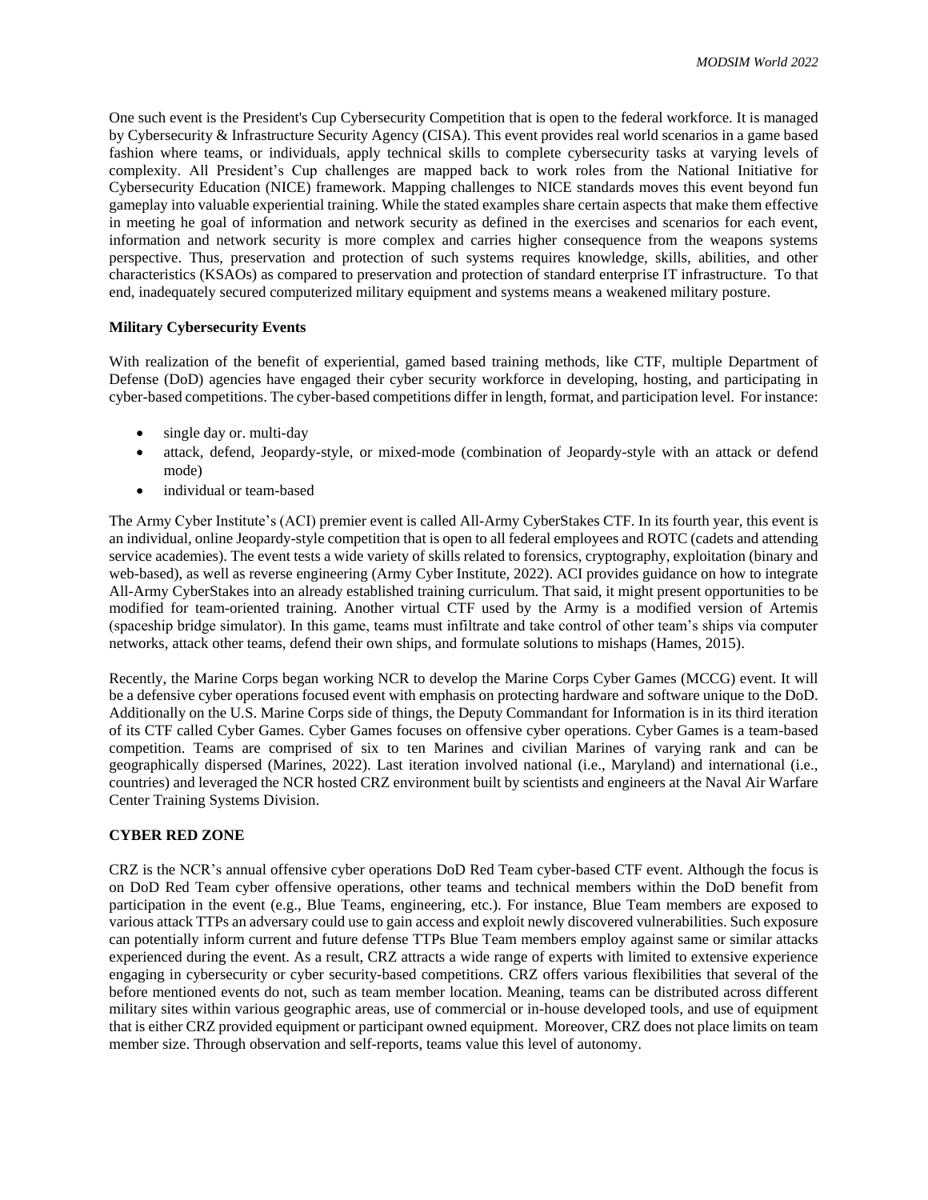One such event is the President's Cup Cybersecurity Competition that is open to the federal workforce. It is managed by Cybersecurity & Infrastructure Security Agency (CISA). This event provides real world scenarios in a game based fashion where teams, or individuals, apply technical skills to complete cybersecurity tasks at varying levels of complexity. All President's Cup challenges are mapped back to work roles from the National Initiative for Cybersecurity Education (NICE) framework. Mapping challenges to NICE standards moves this event beyond fun gameplay into valuable experiential training. While the stated examples share certain aspects that make them effective in meeting he goal of information and network security as defined in the exercises and scenarios for each event, information and network security is more complex and carries higher consequence from the weapons systems perspective. Thus, preservation and protection of such systems requires knowledge, skills, abilities, and other characteristics (KSAOs) as compared to preservation and protection of standard enterprise IT infrastructure. To that end, inadequately secured computerized military equipment and systems means a weakened military posture.

**Military Cybersecurity Events**

With realization of the benefit of experiential, gamed based training methods, like CTF, multiple Department of Defense (DoD) agencies have engaged their cyber security workforce in developing, hosting, and participating in cyber-based competitions. The cyber-based competitions differ in length, format, and participation level. For instance:

- single day or. multi-day
- attack, defend, Jeopardy-style, or mixed-mode (combination of Jeopardy-style with an attack or defend mode)
- individual or team-based

The Army Cyber Institute's (ACI) premier event is called All-Army CyberStakes CTF. In its fourth year, this event is an individual, online Jeopardy-style competition that is open to all federal employees and ROTC (cadets and attending service academies). The event tests a wide variety of skills related to forensics, cryptography, exploitation (binary and web-based), as well as reverse engineering (Army Cyber Institute, 2022). ACI provides guidance on how to integrate All-Army CyberStakes into an already established training curriculum. That said, it might present opportunities to be modified for team-oriented training. Another virtual CTF used by the Army is a modified version of Artemis (spaceship bridge simulator). In this game, teams must infiltrate and take control of other team's ships via computer networks, attack other teams, defend their own ships, and formulate solutions to mishaps (Hames, 2015).

Recently, the Marine Corps began working NCR to develop the Marine Corps Cyber Games (MCCG) event. It will be a defensive cyber operations focused event with emphasis on protecting hardware and software unique to the DoD. Additionally on the U.S. Marine Corps side of things, the Deputy Commandant for Information is in its third iteration of its CTF called Cyber Games. Cyber Games focuses on offensive cyber operations. Cyber Games is a team-based competition. Teams are comprised of six to ten Marines and civilian Marines of varying rank and can be geographically dispersed (Marines, 2022). Last iteration involved national (i.e., Maryland) and international (i.e., countries) and leveraged the NCR hosted CRZ environment built by scientists and engineers at the Naval Air Warfare Center Training Systems Division.

**CYBER RED ZONE**

CRZ is the NCR's annual offensive cyber operations DoD Red Team cyber-based CTF event. Although the focus is on DoD Red Team cyber offensive operations, other teams and technical members within the DoD benefit from participation in the event (e.g., Blue Teams, engineering, etc.). For instance, Blue Team members are exposed to various attack TTPs an adversary could use to gain access and exploit newly discovered vulnerabilities. Such exposure can potentially inform current and future defense TTPs Blue Team members employ against same or similar attacks experienced during the event. As a result, CRZ attracts a wide range of experts with limited to extensive experience engaging in cybersecurity or cyber security-based competitions. CRZ offers various flexibilities that several of the before mentioned events do not, such as team member location. Meaning, teams can be distributed across different military sites within various geographic areas, use of commercial or in-house developed tools, and use of equipment that is either CRZ provided equipment or participant owned equipment. Moreover, CRZ does not place limits on team member size. Through observation and self-reports, teams value this level of autonomy.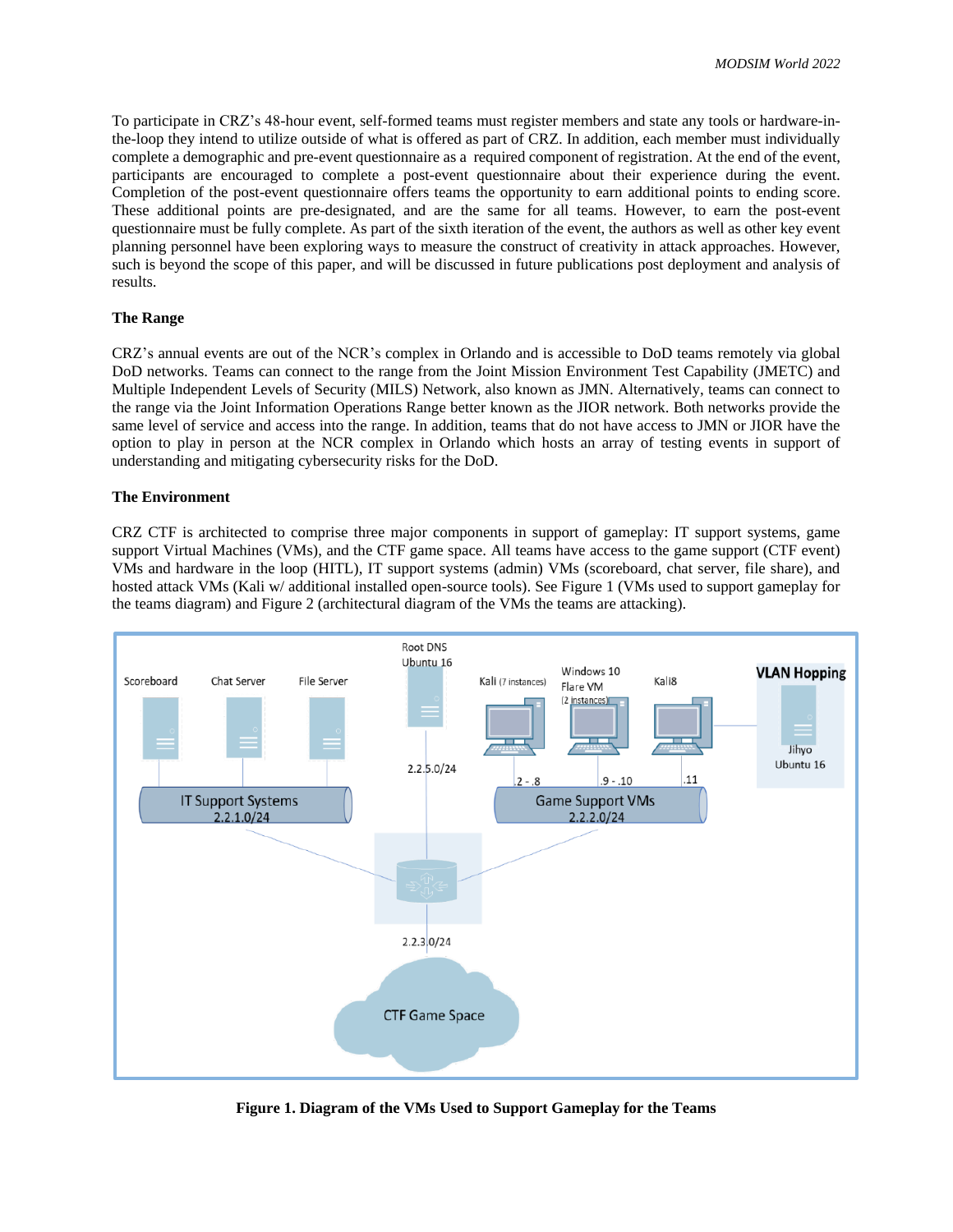To participate in CRZ's 48-hour event, self-formed teams must register members and state any tools or hardware-in-the-loop they intend to utilize outside of what is offered as part of CRZ. In addition, each member must individually complete a demographic and pre-event questionnaire as a required component of registration. At the end of the event, participants are encouraged to complete a post-event questionnaire about their experience during the event. Completion of the post-event questionnaire offers teams the opportunity to earn additional points to ending score. These additional points are pre-designated, and are the same for all teams. However, to earn the post-event questionnaire must be fully complete. As part of the sixth iteration of the event, the authors as well as other key event planning personnel have been exploring ways to measure the construct of creativity in attack approaches. However, such is beyond the scope of this paper, and will be discussed in future publications post deployment and analysis of results.

**The Range**

CRZ's annual events are out of the NCR's complex in Orlando and is accessible to DoD teams remotely via global DoD networks. Teams can connect to the range from the Joint Mission Environment Test Capability (JMETC) and Multiple Independent Levels of Security (MILS) Network, also known as JMN. Alternatively, teams can connect to the range via the Joint Information Operations Range better known as the JIOR network. Both networks provide the same level of service and access into the range. In addition, teams that do not have access to JMN or JIOR have the option to play in person at the NCR complex in Orlando which hosts an array of testing events in support of understanding and mitigating cybersecurity risks for the DoD.

**The Environment**

CRZ CTF is architected to comprise three major components in support of gameplay: IT support systems, game support Virtual Machines (VMs), and the CTF game space. All teams have access to the game support (CTF event) VMs and hardware in the loop (HITL), IT support systems (admin) VMs (scoreboard, chat server, file share), and hosted attack VMs (Kali w/ additional installed open-source tools). See Figure 1 (VMs used to support gameplay for the teams diagram) and Figure 2 (architectural diagram of the VMs the teams are attacking).

**Figure 1. Diagram of the VMs Used to Support Gameplay for the Teams**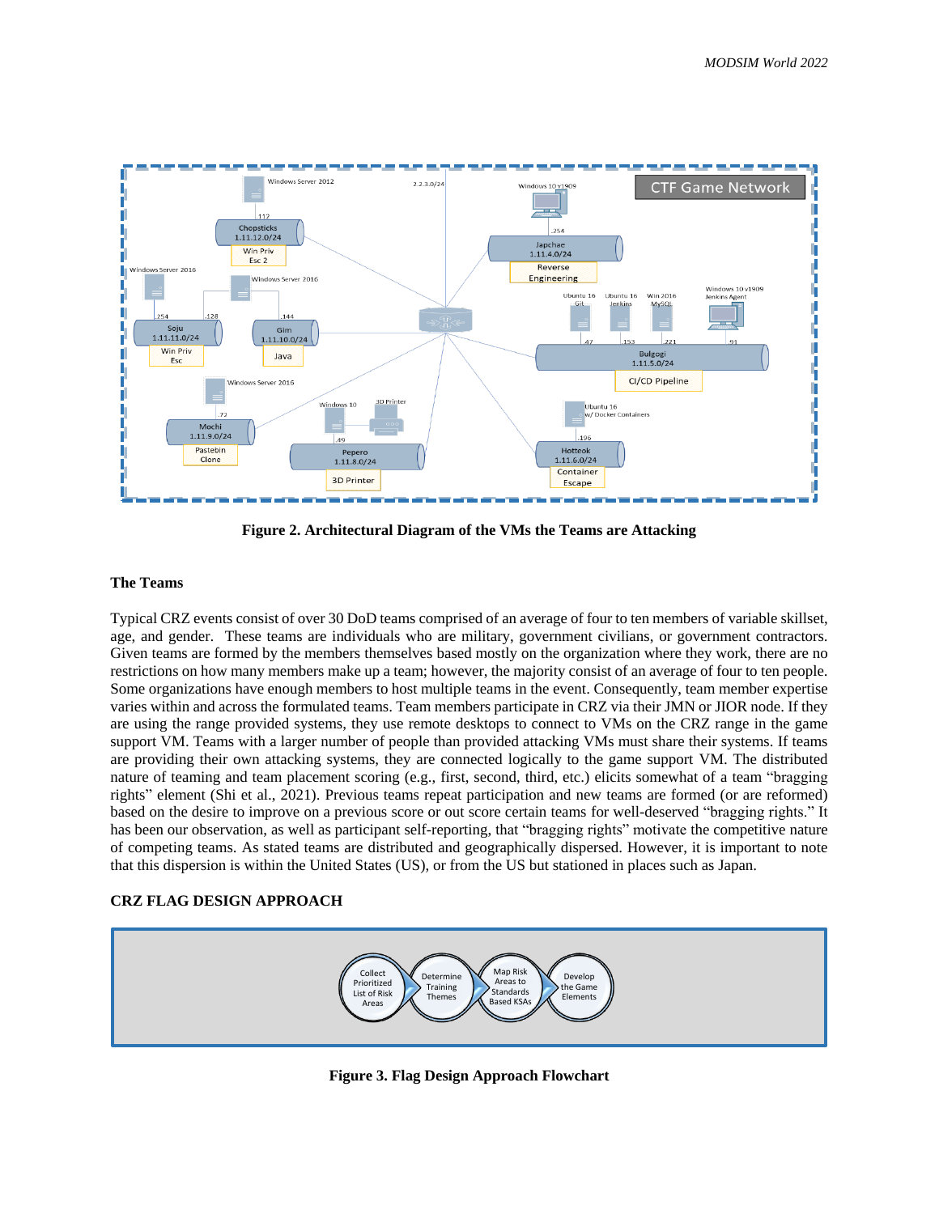**Figure 2. Architectural Diagram of the VMs the Teams are Attacking**

### The Teams

Typical CRZ events consist of over 30 DoD teams comprised of an average of four to ten members of variable skillset, age, and gender. These teams are individuals who are military, government civilians, or government contractors. Given teams are formed by the members themselves based mostly on the organization where they work, there are no restrictions on how many members make up a team; however, the majority consist of an average of four to ten people. Some organizations have enough members to host multiple teams in the event. Consequently, team member expertise varies within and across the formulated teams. Team members participate in CRZ via their JMN or JIOR node. If they are using the range provided systems, they use remote desktops to connect to VMs on the CRZ range in the game support VM. Teams with a larger number of people than provided attacking VMs must share their systems. If teams are providing their own attacking systems, they are connected logically to the game support VM. The distributed nature of teaming and team placement scoring (e.g., first, second, third, etc.) elicits somewhat of a team "bragging rights" element (Shi et al., 2021). Previous teams repeat participation and new teams are formed (or are reformed) based on the desire to improve on a previous score or out score certain teams for well-deserved "bragging rights." It has been our observation, as well as participant self-reporting, that "bragging rights" motivate the competitive nature of competing teams. As stated teams are distributed and geographically dispersed. However, it is important to note that this dispersion is within the United States (US), or from the US but stationed in places such as Japan.

## CRZ FLAG DESIGN APPROACH

**Figure 3. Flag Design Approach Flowchart**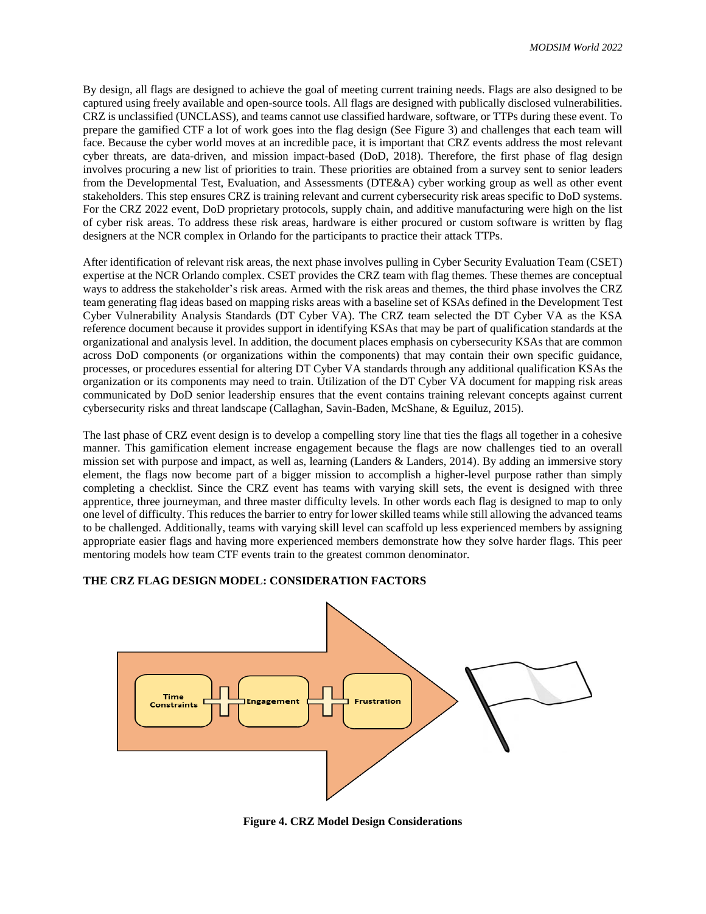By design, all flags are designed to achieve the goal of meeting current training needs. Flags are also designed to be captured using freely available and open-source tools. All flags are designed with publically disclosed vulnerabilities. CRZ is unclassified (UNCLASS), and teams cannot use classified hardware, software, or TTPs during these event. To prepare the gamified CTF a lot of work goes into the flag design (See Figure 3) and challenges that each team will face. Because the cyber world moves at an incredible pace, it is important that CRZ events address the most relevant cyber threats, are data-driven, and mission impact-based (DoD, 2018). Therefore, the first phase of flag design involves procuring a new list of priorities to train. These priorities are obtained from a survey sent to senior leaders from the Developmental Test, Evaluation, and Assessments (DTE&A) cyber working group as well as other event stakeholders. This step ensures CRZ is training relevant and current cybersecurity risk areas specific to DoD systems. For the CRZ 2022 event, DoD proprietary protocols, supply chain, and additive manufacturing were high on the list of cyber risk areas. To address these risk areas, hardware is either procured or custom software is written by flag designers at the NCR complex in Orlando for the participants to practice their attack TTPs.

After identification of relevant risk areas, the next phase involves pulling in Cyber Security Evaluation Team (CSET) expertise at the NCR Orlando complex. CSET provides the CRZ team with flag themes. These themes are conceptual ways to address the stakeholder's risk areas. Armed with the risk areas and themes, the third phase involves the CRZ team generating flag ideas based on mapping risks areas with a baseline set of KSAs defined in the Development Test Cyber Vulnerability Analysis Standards (DT Cyber VA). The CRZ team selected the DT Cyber VA as the KSA reference document because it provides support in identifying KSAs that may be part of qualification standards at the organizational and analysis level. In addition, the document places emphasis on cybersecurity KSAs that are common across DoD components (or organizations within the components) that may contain their own specific guidance, processes, or procedures essential for altering DT Cyber VA standards through any additional qualification KSAs the organization or its components may need to train. Utilization of the DT Cyber VA document for mapping risk areas communicated by DoD senior leadership ensures that the event contains training relevant concepts against current cybersecurity risks and threat landscape (Callaghan, Savin-Baden, McShane, & Eguiluz, 2015).

The last phase of CRZ event design is to develop a compelling story line that ties the flags all together in a cohesive manner. This gamification element increase engagement because the flags are now challenges tied to an overall mission set with purpose and impact, as well as, learning (Landers & Landers, 2014). By adding an immersive story element, the flags now become part of a bigger mission to accomplish a higher-level purpose rather than simply completing a checklist. Since the CRZ event has teams with varying skill sets, the event is designed with three apprentice, three journeyman, and three master difficulty levels. In other words each flag is designed to map to only one level of difficulty. This reduces the barrier to entry for lower skilled teams while still allowing the advanced teams to be challenged. Additionally, teams with varying skill level can scaffold up less experienced members by assigning appropriate easier flags and having more experienced members demonstrate how they solve harder flags. This peer mentoring models how team CTF events train to the greatest common denominator.

## THE CRZ FLAG DESIGN MODEL: CONSIDERATION FACTORS

Time Constraints + Engagement + Frustration

**Figure 4. CRZ Model Design Considerations**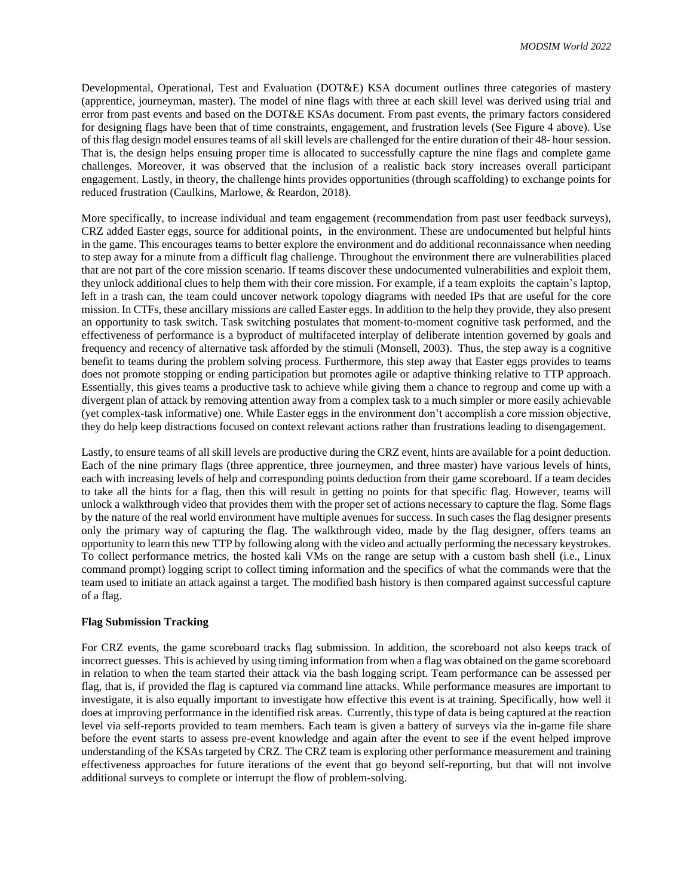Developmental, Operational, Test and Evaluation (DOT&E) KSA document outlines three categories of mastery (apprentice, journeyman, master). The model of nine flags with three at each skill level was derived using trial and error from past events and based on the DOT&E KSAs document. From past events, the primary factors considered for designing flags have been that of time constraints, engagement, and frustration levels (See Figure 4 above). Use of this flag design model ensures teams of all skill levels are challenged for the entire duration of their 48- hour session. That is, the design helps ensuing proper time is allocated to successfully capture the nine flags and complete game challenges. Moreover, it was observed that the inclusion of a realistic back story increases overall participant engagement. Lastly, in theory, the challenge hints provides opportunities (through scaffolding) to exchange points for reduced frustration (Caulkins, Marlowe, & Reardon, 2018).

More specifically, to increase individual and team engagement (recommendation from past user feedback surveys), CRZ added Easter eggs, source for additional points, in the environment. These are undocumented but helpful hints in the game. This encourages teams to better explore the environment and do additional reconnaissance when needing to step away for a minute from a difficult flag challenge. Throughout the environment there are vulnerabilities placed that are not part of the core mission scenario. If teams discover these undocumented vulnerabilities and exploit them, they unlock additional clues to help them with their core mission. For example, if a team exploits the captain's laptop, left in a trash can, the team could uncover network topology diagrams with needed IPs that are useful for the core mission. In CTFs, these ancillary missions are called Easter eggs. In addition to the help they provide, they also present an opportunity to task switch. Task switching postulates that moment-to-moment cognitive task performed, and the effectiveness of performance is a byproduct of multifaceted interplay of deliberate intention governed by goals and frequency and recency of alternative task afforded by the stimuli (Monsell, 2003). Thus, the step away is a cognitive benefit to teams during the problem solving process. Furthermore, this step away that Easter eggs provides to teams does not promote stopping or ending participation but promotes agile or adaptive thinking relative to TTP approach. Essentially, this gives teams a productive task to achieve while giving them a chance to regroup and come up with a divergent plan of attack by removing attention away from a complex task to a much simpler or more easily achievable (yet complex-task informative) one. While Easter eggs in the environment don't accomplish a core mission objective, they do help keep distractions focused on context relevant actions rather than frustrations leading to disengagement.

Lastly, to ensure teams of all skill levels are productive during the CRZ event, hints are available for a point deduction. Each of the nine primary flags (three apprentice, three journeymen, and three master) have various levels of hints, each with increasing levels of help and corresponding points deduction from their game scoreboard. If a team decides to take all the hints for a flag, then this will result in getting no points for that specific flag. However, teams will unlock a walkthrough video that provides them with the proper set of actions necessary to capture the flag. Some flags by the nature of the real world environment have multiple avenues for success. In such cases the flag designer presents only the primary way of capturing the flag. The walkthrough video, made by the flag designer, offers teams an opportunity to learn this new TTP by following along with the video and actually performing the necessary keystrokes. To collect performance metrics, the hosted kali VMs on the range are setup with a custom bash shell (i.e., Linux command prompt) logging script to collect timing information and the specifics of what the commands were that the team used to initiate an attack against a target. The modified bash history is then compared against successful capture of a flag.

**Flag Submission Tracking**

For CRZ events, the game scoreboard tracks flag submission. In addition, the scoreboard not also keeps track of incorrect guesses. This is achieved by using timing information from when a flag was obtained on the game scoreboard in relation to when the team started their attack via the bash logging script. Team performance can be assessed per flag, that is, if provided the flag is captured via command line attacks. While performance measures are important to investigate, it is also equally important to investigate how effective this event is at training. Specifically, how well it does at improving performance in the identified risk areas. Currently, this type of data is being captured at the reaction level via self-reports provided to team members. Each team is given a battery of surveys via the in-game file share before the event starts to assess pre-event knowledge and again after the event to see if the event helped improve understanding of the KSAs targeted by CRZ. The CRZ team is exploring other performance measurement and training effectiveness approaches for future iterations of the event that go beyond self-reporting, but that will not involve additional surveys to complete or interrupt the flow of problem-solving.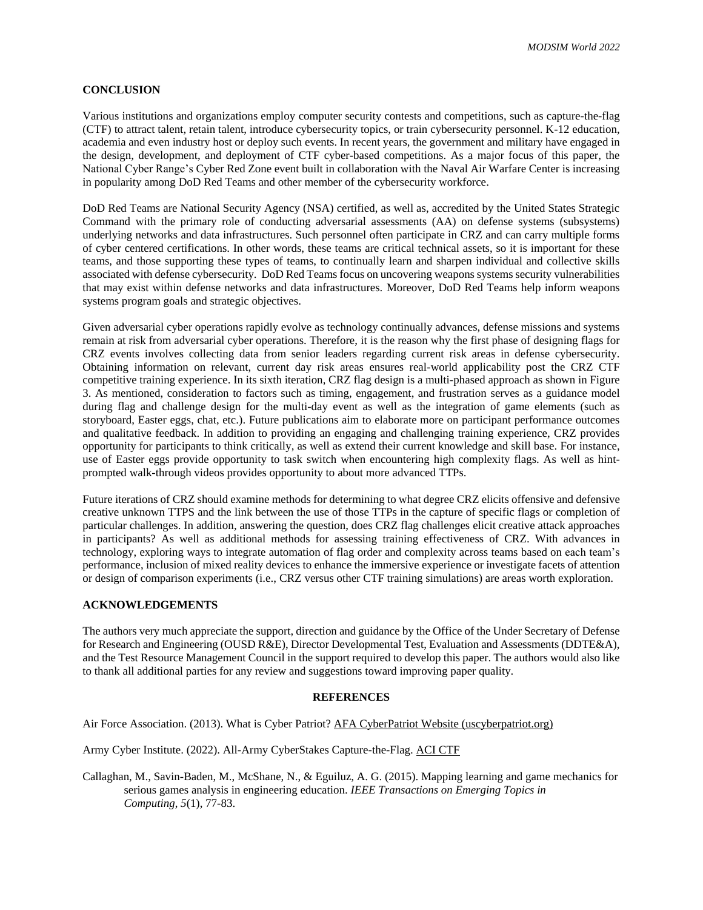## CONCLUSION

Various institutions and organizations employ computer security contests and competitions, such as capture-the-flag (CTF) to attract talent, retain talent, introduce cybersecurity topics, or train cybersecurity personnel. K-12 education, academia and even industry host or deploy such events. In recent years, the government and military have engaged in the design, development, and deployment of CTF cyber-based competitions. As a major focus of this paper, the National Cyber Range's Cyber Red Zone event built in collaboration with the Naval Air Warfare Center is increasing in popularity among DoD Red Teams and other member of the cybersecurity workforce.

DoD Red Teams are National Security Agency (NSA) certified, as well as, accredited by the United States Strategic Command with the primary role of conducting adversarial assessments (AA) on defense systems (subsystems) underlying networks and data infrastructures. Such personnel often participate in CRZ and can carry multiple forms of cyber centered certifications. In other words, these teams are critical technical assets, so it is important for these teams, and those supporting these types of teams, to continually learn and sharpen individual and collective skills associated with defense cybersecurity. DoD Red Teams focus on uncovering weapons systems security vulnerabilities that may exist within defense networks and data infrastructures. Moreover, DoD Red Teams help inform weapons systems program goals and strategic objectives.

Given adversarial cyber operations rapidly evolve as technology continually advances, defense missions and systems remain at risk from adversarial cyber operations. Therefore, it is the reason why the first phase of designing flags for CRZ events involves collecting data from senior leaders regarding current risk areas in defense cybersecurity. Obtaining information on relevant, current day risk areas ensures real-world applicability post the CRZ CTF competitive training experience. In its sixth iteration, CRZ flag design is a multi-phased approach as shown in Figure 3. As mentioned, consideration to factors such as timing, engagement, and frustration serves as a guidance model during flag and challenge design for the multi-day event as well as the integration of game elements (such as storyboard, Easter eggs, chat, etc.). Future publications aim to elaborate more on participant performance outcomes and qualitative feedback. In addition to providing an engaging and challenging training experience, CRZ provides opportunity for participants to think critically, as well as extend their current knowledge and skill base. For instance, use of Easter eggs provide opportunity to task switch when encountering high complexity flags. As well as hint-prompted walk-through videos provides opportunity to about more advanced TTPs.

Future iterations of CRZ should examine methods for determining to what degree CRZ elicits offensive and defensive creative unknown TTPS and the link between the use of those TTPs in the capture of specific flags or completion of particular challenges. In addition, answering the question, does CRZ flag challenges elicit creative attack approaches in participants? As well as additional methods for assessing training effectiveness of CRZ. With advances in technology, exploring ways to integrate automation of flag order and complexity across teams based on each team's performance, inclusion of mixed reality devices to enhance the immersive experience or investigate facets of attention or design of comparison experiments (i.e., CRZ versus other CTF training simulations) are areas worth exploration.

## ACKNOWLEDGEMENTS

The authors very much appreciate the support, direction and guidance by the Office of the Under Secretary of Defense for Research and Engineering (OUSD R&E), Director Developmental Test, Evaluation and Assessments (DDTE&A), and the Test Resource Management Council in the support required to develop this paper. The authors would also like to thank all additional parties for any review and suggestions toward improving paper quality.

## REFERENCES

Air Force Association. (2013). What is Cyber Patriot? AFA CyberPatriot Website (uscyberpatriot.org)

Army Cyber Institute. (2022). All-Army CyberStakes Capture-the-Flag. ACI CTF

Callaghan, M., Savin-Baden, M., McShane, N., & Eguiluz, A. G. (2015). Mapping learning and game mechanics for serious games analysis in engineering education. *IEEE Transactions on Emerging Topics in Computing*, *5*(1), 77-83.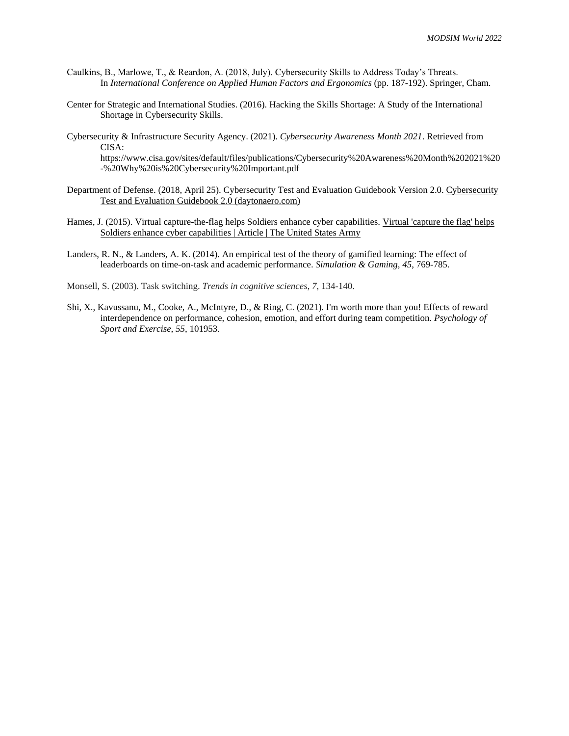Caulkins, B., Marlowe, T., & Reardon, A. (2018, July). Cybersecurity Skills to Address Today's Threats. In *International Conference on Applied Human Factors and Ergonomics* (pp. 187-192). Springer, Cham.

Center for Strategic and International Studies. (2016). Hacking the Skills Shortage: A Study of the International Shortage in Cybersecurity Skills.

Cybersecurity & Infrastructure Security Agency. (2021). *Cybersecurity Awareness Month 2021*. Retrieved from CISA: https://www.cisa.gov/sites/default/files/publications/Cybersecurity%20Awareness%20Month%202021%20-%20Why%20is%20Cybersecurity%20Important.pdf

Department of Defense. (2018, April 25). Cybersecurity Test and Evaluation Guidebook Version 2.0. Cybersecurity Test and Evaluation Guidebook 2.0 (daytonaero.com)

Hames, J. (2015). Virtual capture-the-flag helps Soldiers enhance cyber capabilities. Virtual 'capture the flag' helps Soldiers enhance cyber capabilities | Article | The United States Army

Landers, R. N., & Landers, A. K. (2014). An empirical test of the theory of gamified learning: The effect of leaderboards on time-on-task and academic performance. *Simulation & Gaming*, *45*, 769-785.

Monsell, S. (2003). Task switching. *Trends in cognitive sciences*, *7*, 134-140.

Shi, X., Kavussanu, M., Cooke, A., McIntyre, D., & Ring, C. (2021). I'm worth more than you! Effects of reward interdependence on performance, cohesion, emotion, and effort during team competition. *Psychology of Sport and Exercise*, *55*, 101953.